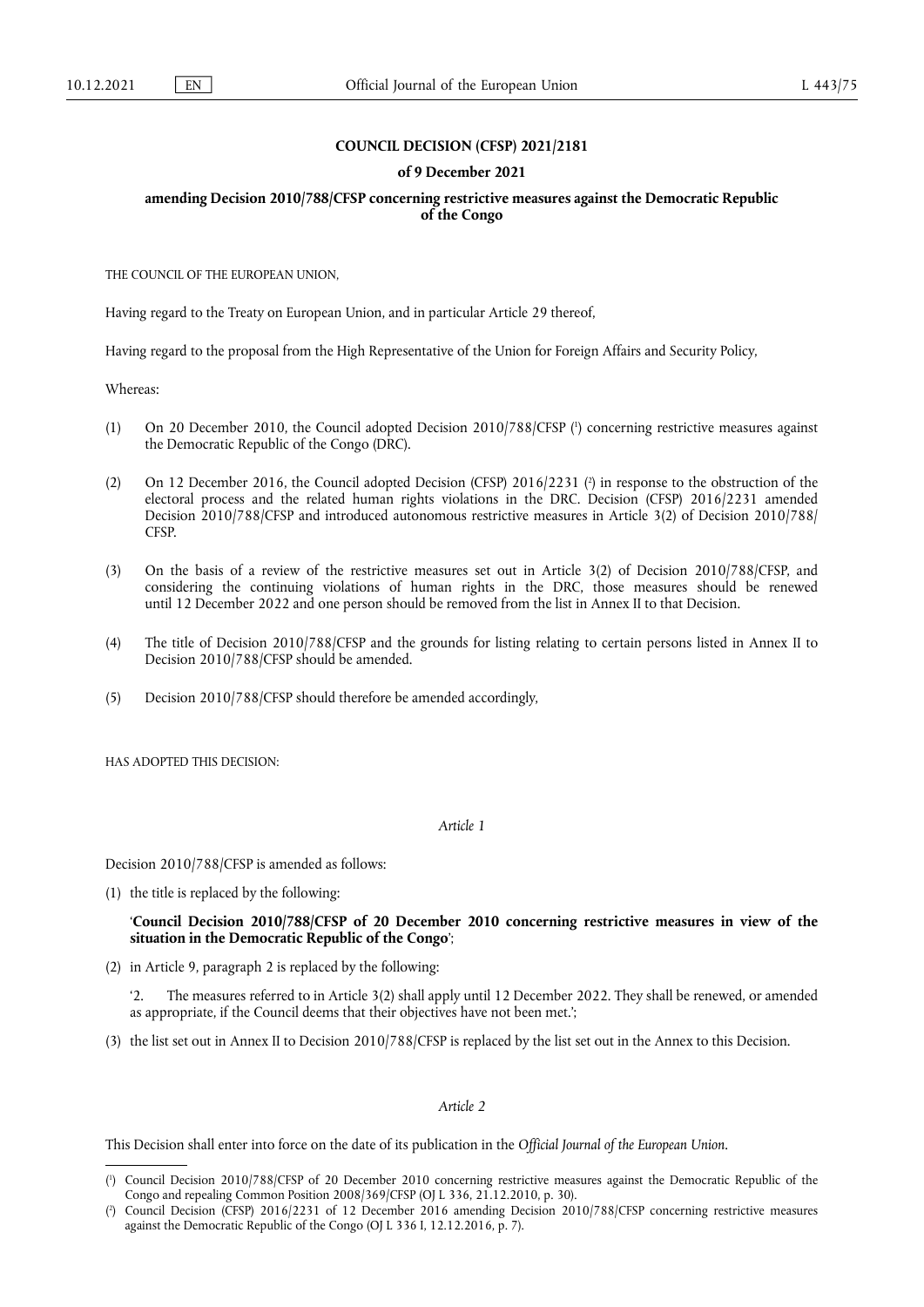# COUNCIL DECISION (CFSP) 2021/2181

## of 9 December 2021

## amending Decision 2010/788/CFSP concerning restrictive measures against the Democratic Republic of the Congo

THE COUNCIL OF THE EUROPEAN UNION,

Having regard to the Treaty on European Union, and in particular Article 29 thereof,

Having regard to the proposal from the High Representative of the Union for Foreign Affairs and Security Policy,

Whereas:

(1) On 20 December 2010, the Council adopted Decision 2010/788/CFSP [1] concerning restrictive measures against the Democratic Republic of the Congo (DRC).

(2) On 12 December 2016, the Council adopted Decision (CFSP) 2016/2231 [2] in response to the obstruction of the electoral process and the related human rights violations in the DRC. Decision (CFSP) 2016/2231 amended Decision 2010/788/CFSP and introduced autonomous restrictive measures in Article 3(2) of Decision 2010/788/CFSP.

(3) On the basis of a review of the restrictive measures set out in Article 3(2) of Decision 2010/788/CFSP, and considering the continuing violations of human rights in the DRC, those measures should be renewed until 12 December 2022 and one person should be removed from the list in Annex II to that Decision.

(4) The title of Decision 2010/788/CFSP and the grounds for listing relating to certain persons listed in Annex II to Decision 2010/788/CFSP should be amended.

(5) Decision 2010/788/CFSP should therefore be amended accordingly,

HAS ADOPTED THIS DECISION:

*Article 1*

Decision 2010/788/CFSP is amended as follows:

(1) the title is replaced by the following:

'**Council Decision 2010/788/CFSP of 20 December 2010 concerning restrictive measures in view of the situation in the Democratic Republic of the Congo**';

(2) in Article 9, paragraph 2 is replaced by the following:

'2. The measures referred to in Article 3(2) shall apply until 12 December 2022. They shall be renewed, or amended as appropriate, if the Council deems that their objectives have not been met.';

(3) the list set out in Annex II to Decision 2010/788/CFSP is replaced by the list set out in the Annex to this Decision.

*Article 2*

This Decision shall enter into force on the date of its publication in the *Official Journal of the European Union*.

---

[1] Council Decision 2010/788/CFSP of 20 December 2010 concerning restrictive measures against the Democratic Republic of the Congo and repealing Common Position 2008/369/CFSP (OJ L 336, 21.12.2010, p. 30).

[2] Council Decision (CFSP) 2016/2231 of 12 December 2016 amending Decision 2010/788/CFSP concerning restrictive measures against the Democratic Republic of the Congo (OJ L 336 I, 12.12.2016, p. 7).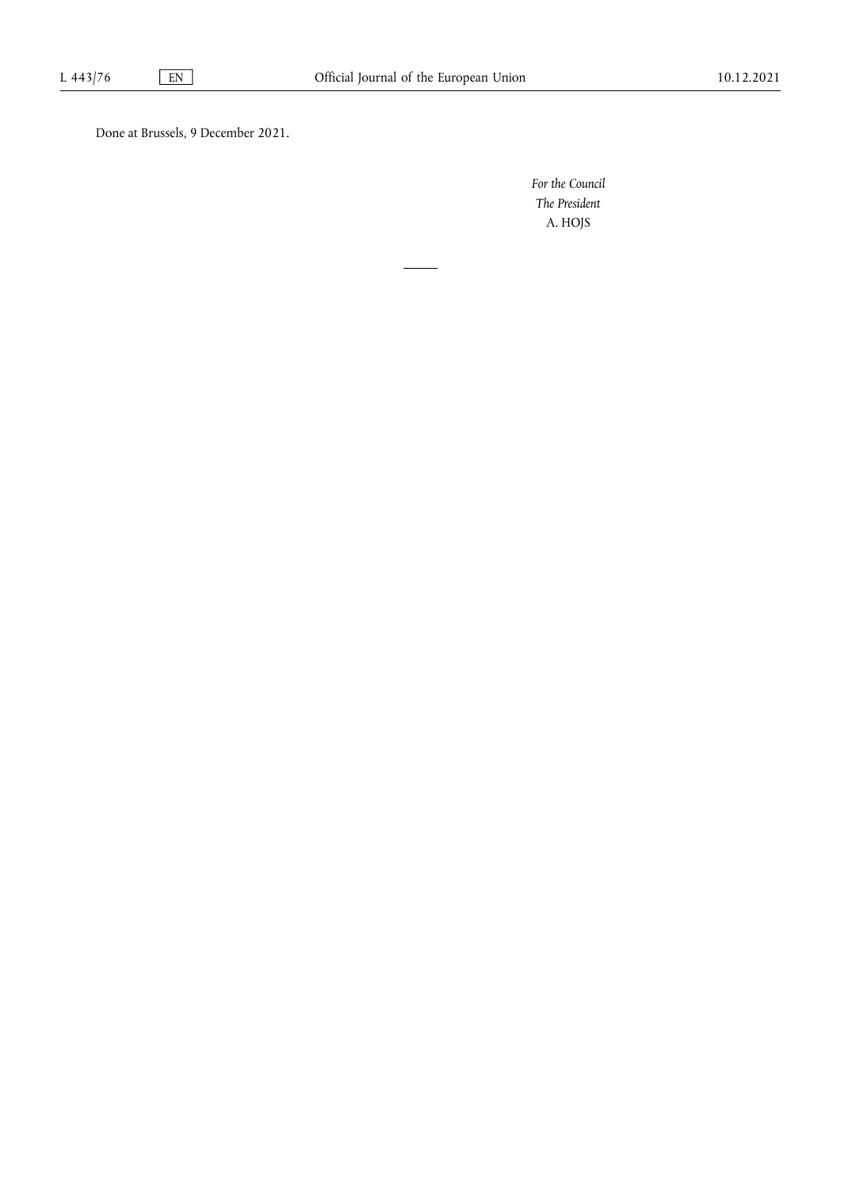Done at Brussels, 9 December 2021.

*For the Council*

*The President*

A. HOJS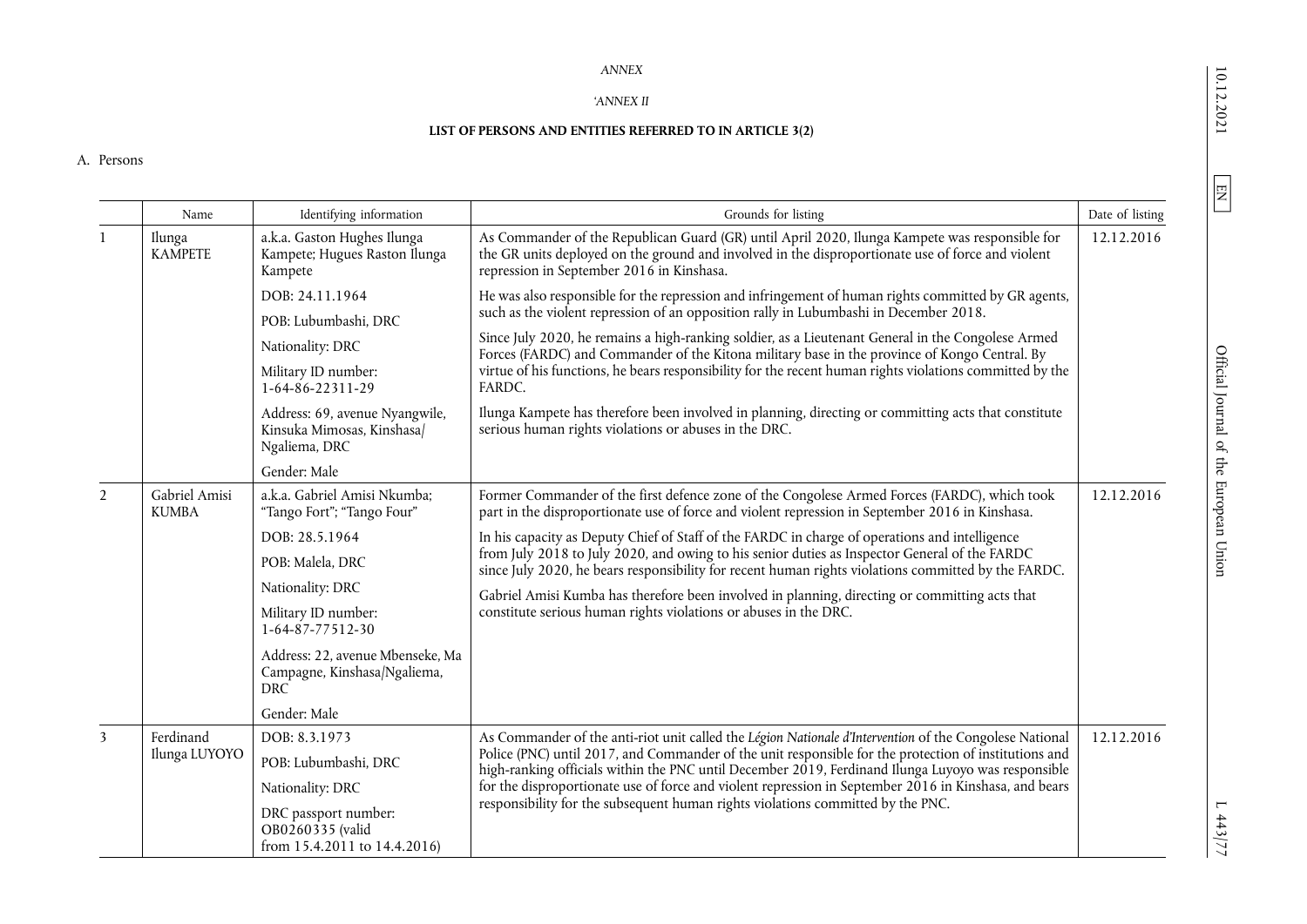*ANNEX*

*'ANNEX II*

**LIST OF PERSONS AND ENTITIES REFERRED TO IN ARTICLE 3(2)**

A. Persons

| | Name | Identifying information | Grounds for listing | Date of listing |
|---|---|---|---|---|
| 1 | Ilunga KAMPETE | a.k.a. Gaston Hughes Ilunga Kampete; Hugues Raston Ilunga Kampete<br><br>DOB: 24.11.1964<br><br>POB: Lubumbashi, DRC<br><br>Nationality: DRC<br><br>Military ID number: 1-64-86-22311-29<br><br>Address: 69, avenue Nyangwile, Kinsuka Mimosas, Kinshasa/Ngaliema, DRC<br><br>Gender: Male | As Commander of the Republican Guard (GR) until April 2020, Ilunga Kampete was responsible for the GR units deployed on the ground and involved in the disproportionate use of force and violent repression in September 2016 in Kinshasa.<br><br>He was also responsible for the repression and infringement of human rights committed by GR agents, such as the violent repression of an opposition rally in Lubumbashi in December 2018.<br><br>Since July 2020, he remains a high-ranking soldier, as a Lieutenant General in the Congolese Armed Forces (FARDC) and Commander of the Kitona military base in the province of Kongo Central. By virtue of his functions, he bears responsibility for the recent human rights violations committed by the FARDC.<br><br>Ilunga Kampete has therefore been involved in planning, directing or committing acts that constitute serious human rights violations or abuses in the DRC. | 12.12.2016 |
| 2 | Gabriel Amisi KUMBA | a.k.a. Gabriel Amisi Nkumba; "Tango Fort"; "Tango Four"<br><br>DOB: 28.5.1964<br><br>POB: Malela, DRC<br><br>Nationality: DRC<br><br>Military ID number: 1-64-87-77512-30<br><br>Address: 22, avenue Mbenseke, Ma Campagne, Kinshasa/Ngaliema, DRC<br><br>Gender: Male | Former Commander of the first defence zone of the Congolese Armed Forces (FARDC), which took part in the disproportionate use of force and violent repression in September 2016 in Kinshasa.<br><br>In his capacity as Deputy Chief of Staff of the FARDC in charge of operations and intelligence from July 2018 to July 2020, and owing to his senior duties as Inspector General of the FARDC since July 2020, he bears responsibility for recent human rights violations committed by the FARDC.<br><br>Gabriel Amisi Kumba has therefore been involved in planning, directing or committing acts that constitute serious human rights violations or abuses in the DRC. | 12.12.2016 |
| 3 | Ferdinand Ilunga LUYOYO | DOB: 8.3.1973<br><br>POB: Lubumbashi, DRC<br><br>Nationality: DRC<br><br>DRC passport number: OB0260335 (valid from 15.4.2011 to 14.4.2016) | As Commander of the anti-riot unit called the *Légion Nationale d'Intervention* of the Congolese National Police (PNC) until 2017, and Commander of the unit responsible for the protection of institutions and high-ranking officials within the PNC until December 2019, Ferdinand Ilunga Luyoyo was responsible for the disproportionate use of force and violent repression in September 2016 in Kinshasa, and bears responsibility for the subsequent human rights violations committed by the PNC. | 12.12.2016 |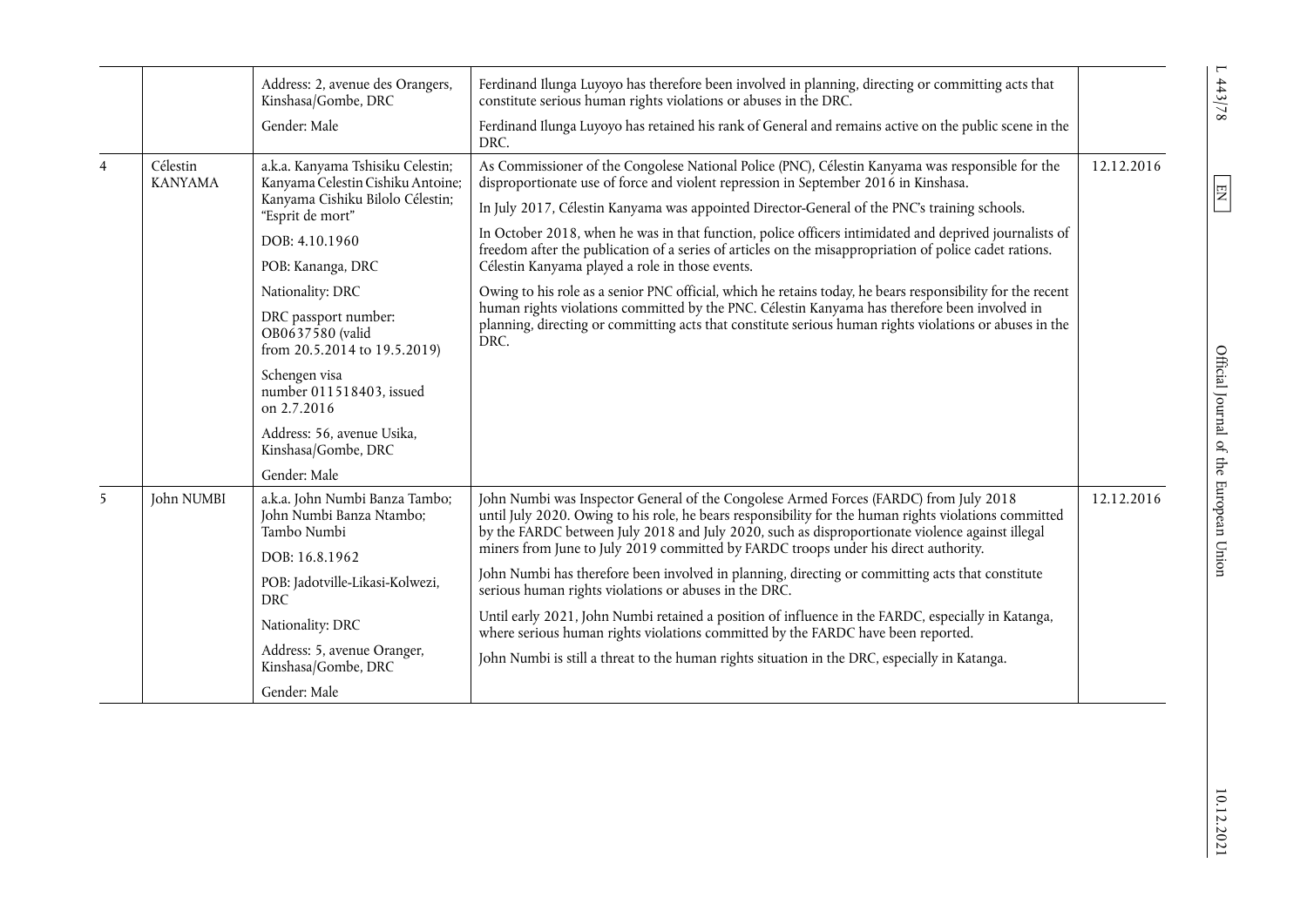| | | | | |
|---|---|---|---|---|
| | | Address: 2, avenue des Orangers, Kinshasa/Gombe, DRC<br><br>Gender: Male | Ferdinand Ilunga Luyoyo has therefore been involved in planning, directing or committing acts that constitute serious human rights violations or abuses in the DRC.<br><br>Ferdinand Ilunga Luyoyo has retained his rank of General and remains active on the public scene in the DRC. | |
| 4 | Célestin KANYAMA | a.k.a. Kanyama Tshisiku Celestin; Kanyama Celestin Cishiku Antoine; Kanyama Cishiku Bilolo Célestin; "Esprit de mort"<br><br>DOB: 4.10.1960<br><br>POB: Kananga, DRC<br><br>Nationality: DRC<br><br>DRC passport number: OB0637580 (valid from 20.5.2014 to 19.5.2019)<br><br>Schengen visa number 011518403, issued on 2.7.2016<br><br>Address: 56, avenue Usika, Kinshasa/Gombe, DRC<br><br>Gender: Male | As Commissioner of the Congolese National Police (PNC), Célestin Kanyama was responsible for the disproportionate use of force and violent repression in September 2016 in Kinshasa.<br><br>In July 2017, Célestin Kanyama was appointed Director-General of the PNC's training schools.<br><br>In October 2018, when he was in that function, police officers intimidated and deprived journalists of freedom after the publication of a series of articles on the misappropriation of police cadet rations. Célestin Kanyama played a role in those events.<br><br>Owing to his role as a senior PNC official, which he retains today, he bears responsibility for the recent human rights violations committed by the PNC. Célestin Kanyama has therefore been involved in planning, directing or committing acts that constitute serious human rights violations or abuses in the DRC. | 12.12.2016 |
| 5 | John NUMBI | a.k.a. John Numbi Banza Tambo; John Numbi Banza Ntambo; Tambo Numbi<br><br>DOB: 16.8.1962<br><br>POB: Jadotville-Likasi-Kolwezi, DRC<br><br>Nationality: DRC<br><br>Address: 5, avenue Oranger, Kinshasa/Gombe, DRC<br><br>Gender: Male | John Numbi was Inspector General of the Congolese Armed Forces (FARDC) from July 2018 until July 2020. Owing to his role, he bears responsibility for the human rights violations committed by the FARDC between July 2018 and July 2020, such as disproportionate violence against illegal miners from June to July 2019 committed by FARDC troops under his direct authority.<br><br>John Numbi has therefore been involved in planning, directing or committing acts that constitute serious human rights violations or abuses in the DRC.<br><br>Until early 2021, John Numbi retained a position of influence in the FARDC, especially in Katanga, where serious human rights violations committed by the FARDC have been reported.<br><br>John Numbi is still a threat to the human rights situation in the DRC, especially in Katanga. | 12.12.2016 |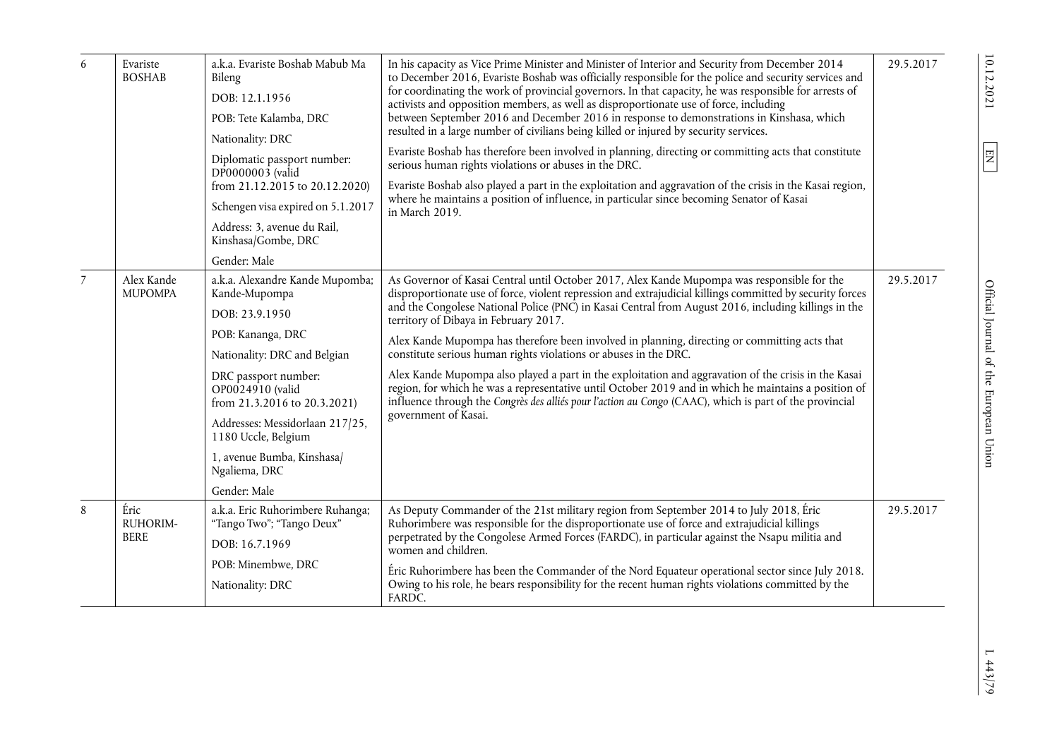| 6 | Evariste BOSHAB | a.k.a. Evariste Boshab Mabub Ma Bileng<br><br>DOB: 12.1.1956<br><br>POB: Tete Kalamba, DRC<br><br>Nationality: DRC<br><br>Diplomatic passport number: DP0000003 (valid from 21.12.2015 to 20.12.2020)<br><br>Schengen visa expired on 5.1.2017<br><br>Address: 3, avenue du Rail, Kinshasa/Gombe, DRC<br><br>Gender: Male | In his capacity as Vice Prime Minister and Minister of Interior and Security from December 2014 to December 2016, Evariste Boshab was officially responsible for the police and security services and for coordinating the work of provincial governors. In that capacity, he was responsible for arrests of activists and opposition members, as well as disproportionate use of force, including between September 2016 and December 2016 in response to demonstrations in Kinshasa, which resulted in a large number of civilians being killed or injured by security services.<br><br>Evariste Boshab has therefore been involved in planning, directing or committing acts that constitute serious human rights violations or abuses in the DRC.<br><br>Evariste Boshab also played a part in the exploitation and aggravation of the crisis in the Kasai region, where he maintains a position of influence, in particular since becoming Senator of Kasai in March 2019. | 29.5.2017 |
|---|---|---|---|---|
| 7 | Alex Kande MUPOMPA | a.k.a. Alexandre Kande Mupomba; Kande-Mupompa<br><br>DOB: 23.9.1950<br><br>POB: Kananga, DRC<br><br>Nationality: DRC and Belgian<br><br>DRC passport number: OP0024910 (valid from 21.3.2016 to 20.3.2021)<br><br>Addresses: Messidorlaan 217/25, 1180 Uccle, Belgium<br><br>1, avenue Bumba, Kinshasa/Ngaliema, DRC<br><br>Gender: Male | As Governor of Kasai Central until October 2017, Alex Kande Mupompa was responsible for the disproportionate use of force, violent repression and extrajudicial killings committed by security forces and the Congolese National Police (PNC) in Kasai Central from August 2016, including killings in the territory of Dibaya in February 2017.<br><br>Alex Kande Mupompa has therefore been involved in planning, directing or committing acts that constitute serious human rights violations or abuses in the DRC.<br><br>Alex Kande Mupompa also played a part in the exploitation and aggravation of the crisis in the Kasai region, for which he was a representative until October 2019 and in which he maintains a position of influence through the *Congrès des alliés pour l'action au Congo* (CAAC), which is part of the provincial government of Kasai. | 29.5.2017 |
| 8 | Éric RUHORIMBERE | a.k.a. Eric Ruhorimbere Ruhanga; "Tango Two"; "Tango Deux"<br><br>DOB: 16.7.1969<br><br>POB: Minembwe, DRC<br><br>Nationality: DRC | As Deputy Commander of the 21st military region from September 2014 to July 2018, Éric Ruhorimbere was responsible for the disproportionate use of force and extrajudicial killings perpetrated by the Congolese Armed Forces (FARDC), in particular against the Nsapu militia and women and children.<br><br>Éric Ruhorimbere has been the Commander of the Nord Equateur operational sector since July 2018. Owing to his role, he bears responsibility for the recent human rights violations committed by the FARDC. | 29.5.2017 |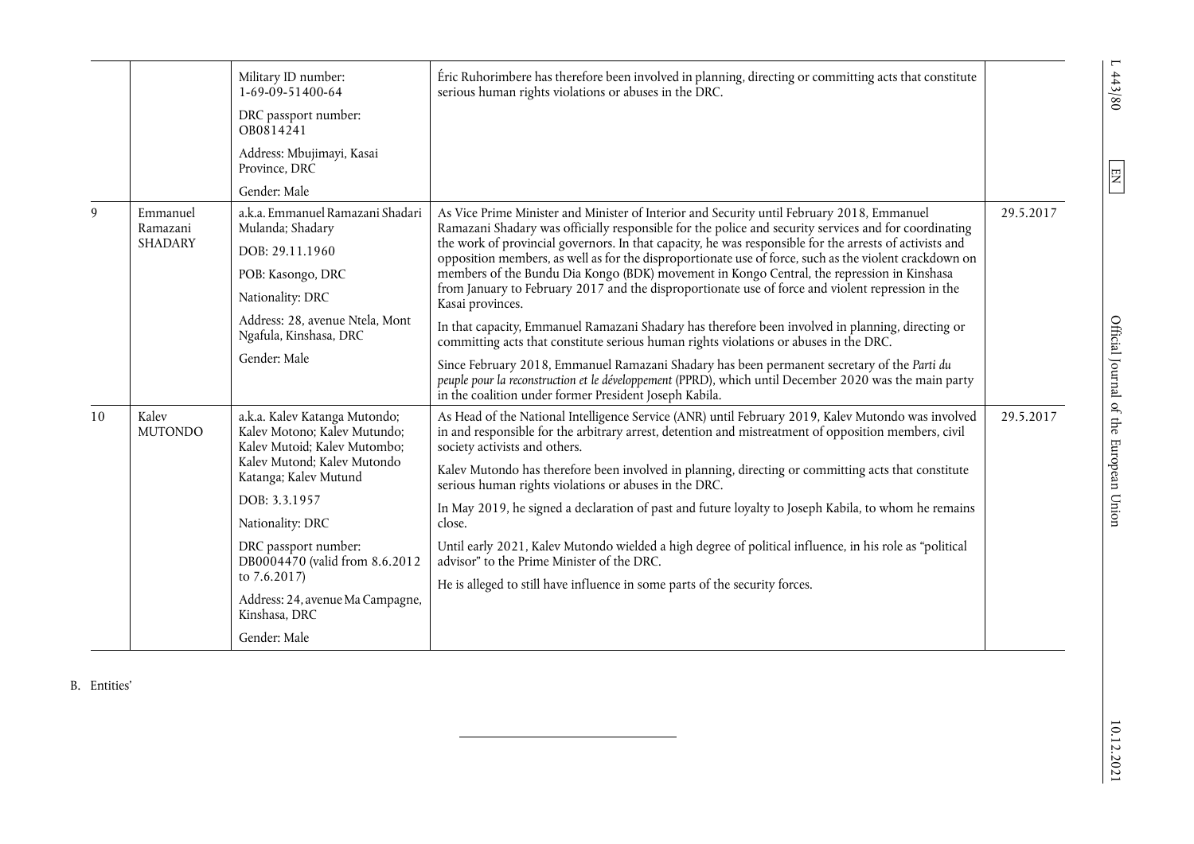| | | | | |
|---|---|---|---|---|
| | | Military ID number: 1-69-09-51400-64<br><br>DRC passport number: OB0814241<br><br>Address: Mbujimayi, Kasai Province, DRC<br><br>Gender: Male | Éric Ruhorimbere has therefore been involved in planning, directing or committing acts that constitute serious human rights violations or abuses in the DRC. | |
| 9 | Emmanuel Ramazani SHADARY | a.k.a. Emmanuel Ramazani Shadari Mulanda; Shadary<br><br>DOB: 29.11.1960<br><br>POB: Kasongo, DRC<br><br>Nationality: DRC<br><br>Address: 28, avenue Ntela, Mont Ngafula, Kinshasa, DRC<br><br>Gender: Male | As Vice Prime Minister and Minister of Interior and Security until February 2018, Emmanuel Ramazani Shadary was officially responsible for the police and security services and for coordinating the work of provincial governors. In that capacity, he was responsible for the arrests of activists and opposition members, as well as for the disproportionate use of force, such as the violent crackdown on members of the Bundu Dia Kongo (BDK) movement in Kongo Central, the repression in Kinshasa from January to February 2017 and the disproportionate use of force and violent repression in the Kasai provinces.<br><br>In that capacity, Emmanuel Ramazani Shadary has therefore been involved in planning, directing or committing acts that constitute serious human rights violations or abuses in the DRC.<br><br>Since February 2018, Emmanuel Ramazani Shadary has been permanent secretary of the *Parti du peuple pour la reconstruction et le développement* (PPRD), which until December 2020 was the main party in the coalition under former President Joseph Kabila. | 29.5.2017 |
| 10 | Kalev MUTONDO | a.k.a. Kalev Katanga Mutondo; Kalev Motono; Kalev Mutundo; Kalev Mutoid; Kalev Mutombo; Kalev Mutond; Kalev Mutondo Katanga; Kalev Mutund<br><br>DOB: 3.3.1957<br><br>Nationality: DRC<br><br>DRC passport number: DB0004470 (valid from 8.6.2012 to 7.6.2017)<br><br>Address: 24, avenue Ma Campagne, Kinshasa, DRC<br><br>Gender: Male | As Head of the National Intelligence Service (ANR) until February 2019, Kalev Mutondo was involved in and responsible for the arbitrary arrest, detention and mistreatment of opposition members, civil society activists and others.<br><br>Kalev Mutondo has therefore been involved in planning, directing or committing acts that constitute serious human rights violations or abuses in the DRC.<br><br>In May 2019, he signed a declaration of past and future loyalty to Joseph Kabila, to whom he remains close.<br><br>Until early 2021, Kalev Mutondo wielded a high degree of political influence, in his role as "political advisor" to the Prime Minister of the DRC.<br><br>He is alleged to still have influence in some parts of the security forces. | 29.5.2017 |

B. Entities'